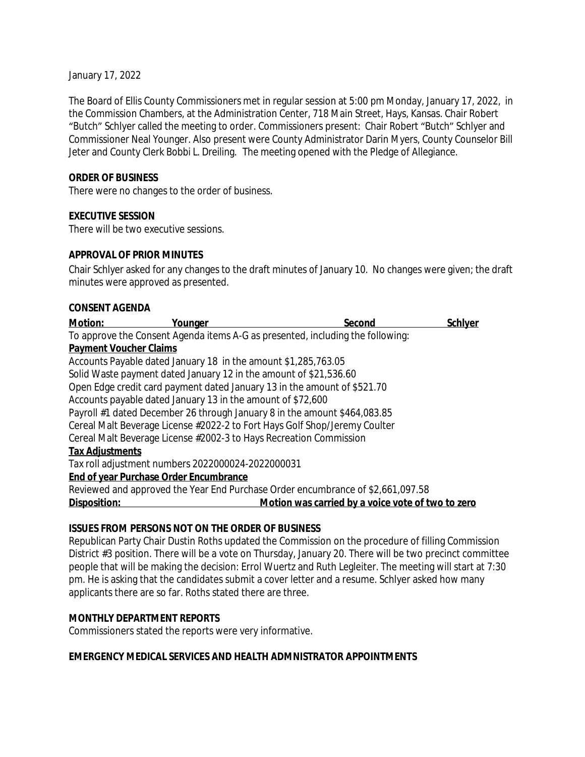January 17, 2022

The Board of Ellis County Commissioners met in regular session at 5:00 pm Monday, January 17, 2022, in the Commission Chambers, at the Administration Center, 718 Main Street, Hays, Kansas. Chair Robert "Butch" Schlyer called the meeting to order. Commissioners present: Chair Robert "Butch" Schlyer and Commissioner Neal Younger. Also present were County Administrator Darin Myers, County Counselor Bill Jeter and County Clerk Bobbi L. Dreiling. The meeting opened with the Pledge of Allegiance.

**ORDER OF BUSINESS**

There were no changes to the order of business.

**EXECUTIVE SESSION**

There will be two executive sessions.

**APPROVAL OF PRIOR MINUTES**

Chair Schlyer asked for any changes to the draft minutes of January 10. No changes were given; the draft minutes were approved as presented.

**CONSENT AGENDA**

**Motion:** **Younger** **Second** **Schlyer**

To approve the Consent Agenda items A-G as presented, including the following:

**Payment Voucher Claims**

Accounts Payable dated January 18 in the amount $1,285,763.05
Solid Waste payment dated January 12 in the amount of $21,536.60
Open Edge credit card payment dated January 13 in the amount of $521.70
Accounts payable dated January 13 in the amount of $72,600
Payroll #1 dated December 26 through January 8 in the amount $464,083.85
Cereal Malt Beverage License #2022-2 to Fort Hays Golf Shop/Jeremy Coulter
Cereal Malt Beverage License #2002-3 to Hays Recreation Commission

**Tax Adjustments**

Tax roll adjustment numbers 2022000024-2022000031

**End of year Purchase Order Encumbrance**

Reviewed and approved the Year End Purchase Order encumbrance of $2,661,097.58

**Disposition:** **Motion was carried by a voice vote of two to zero**

**ISSUES FROM PERSONS NOT ON THE ORDER OF BUSINESS**

Republican Party Chair Dustin Roths updated the Commission on the procedure of filling Commission District #3 position. There will be a vote on Thursday, January 20. There will be two precinct committee people that will be making the decision: Errol Wuertz and Ruth Legleiter. The meeting will start at 7:30 pm. He is asking that the candidates submit a cover letter and a resume. Schlyer asked how many applicants there are so far. Roths stated there are three.

**MONTHLY DEPARTMENT REPORTS**

Commissioners stated the reports were very informative.

**EMERGENCY MEDICAL SERVICES AND HEALTH ADMNISTRATOR APPOINTMENTS**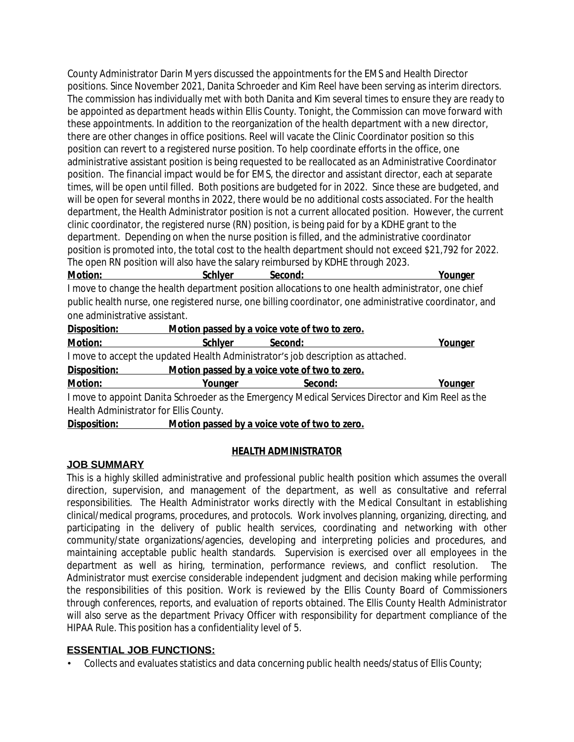County Administrator Darin Myers discussed the appointments for the EMS and Health Director positions. Since November 2021, Danita Schroeder and Kim Reel have been serving as interim directors. The commission has individually met with both Danita and Kim several times to ensure they are ready to be appointed as department heads within Ellis County. Tonight, the Commission can move forward with these appointments. In addition to the reorganization of the health department with a new director, there are other changes in office positions. Reel will vacate the Clinic Coordinator position so this position can revert to a registered nurse position. To help coordinate efforts in the office, one administrative assistant position is being requested to be reallocated as an Administrative Coordinator position. The financial impact would be for EMS, the director and assistant director, each at separate times, will be open until filled. Both positions are budgeted for in 2022. Since these are budgeted, and will be open for several months in 2022, there would be no additional costs associated. For the health department, the Health Administrator position is not a current allocated position. However, the current clinic coordinator, the registered nurse (RN) position, is being paid for by a KDHE grant to the department. Depending on when the nurse position is filled, and the administrative coordinator position is promoted into, the total cost to the health department should not exceed $21,792 for 2022. The open RN position will also have the salary reimbursed by KDHE through 2023.

**Motion: Schlyer Second: Younger**

I move to change the health department position allocations to one health administrator, one chief public health nurse, one registered nurse, one billing coordinator, one administrative coordinator, and one administrative assistant.

**Disposition: Motion passed by a voice vote of two to zero.**

**Motion: Schlyer Second: Younger**

I move to accept the updated Health Administrator's job description as attached.

**Disposition: Motion passed by a voice vote of two to zero.**

**Motion: Younger Second: Younger**

I move to appoint Danita Schroeder as the Emergency Medical Services Director and Kim Reel as the Health Administrator for Ellis County.

**Disposition: Motion passed by a voice vote of two to zero.**

## HEALTH ADMINISTRATOR

### JOB SUMMARY

This is a highly skilled administrative and professional public health position which assumes the overall direction, supervision, and management of the department, as well as consultative and referral responsibilities. The Health Administrator works directly with the Medical Consultant in establishing clinical/medical programs, procedures, and protocols. Work involves planning, organizing, directing, and participating in the delivery of public health services, coordinating and networking with other community/state organizations/agencies, developing and interpreting policies and procedures, and maintaining acceptable public health standards. Supervision is exercised over all employees in the department as well as hiring, termination, performance reviews, and conflict resolution. The Administrator must exercise considerable independent judgment and decision making while performing the responsibilities of this position. Work is reviewed by the Ellis County Board of Commissioners through conferences, reports, and evaluation of reports obtained. The Ellis County Health Administrator will also serve as the department Privacy Officer with responsibility for department compliance of the HIPAA Rule. This position has a confidentiality level of 5.

### ESSENTIAL JOB FUNCTIONS:

- Collects and evaluates statistics and data concerning public health needs/status of Ellis County;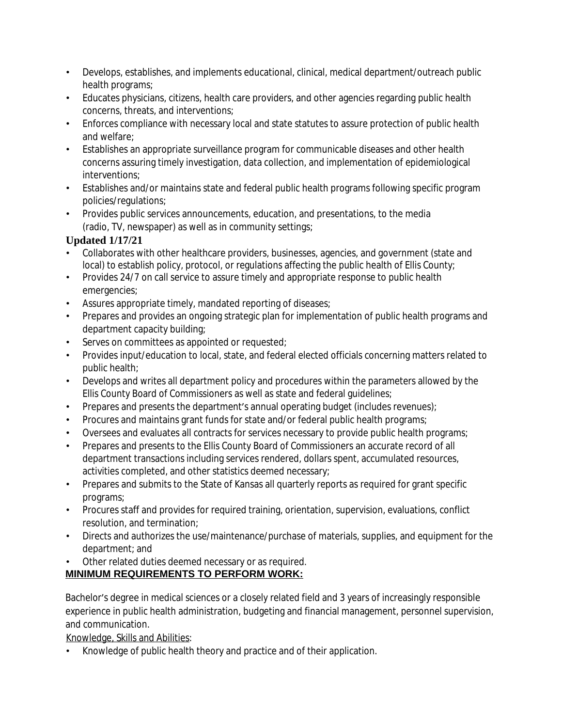- Develops, establishes, and implements educational, clinical, medical department/outreach public health programs;
- Educates physicians, citizens, health care providers, and other agencies regarding public health concerns, threats, and interventions;
- Enforces compliance with necessary local and state statutes to assure protection of public health and welfare;
- Establishes an appropriate surveillance program for communicable diseases and other health concerns assuring timely investigation, data collection, and implementation of epidemiological interventions;
- Establishes and/or maintains state and federal public health programs following specific program policies/regulations;
- Provides public services announcements, education, and presentations, to the media (radio, TV, newspaper) as well as in community settings;

**Updated 1/17/21**

- Collaborates with other healthcare providers, businesses, agencies, and government (state and local) to establish policy, protocol, or regulations affecting the public health of Ellis County;
- Provides 24/7 on call service to assure timely and appropriate response to public health emergencies;
- Assures appropriate timely, mandated reporting of diseases;
- Prepares and provides an ongoing strategic plan for implementation of public health programs and department capacity building;
- Serves on committees as appointed or requested;
- Provides input/education to local, state, and federal elected officials concerning matters related to public health;
- Develops and writes all department policy and procedures within the parameters allowed by the Ellis County Board of Commissioners as well as state and federal guidelines;
- Prepares and presents the department's annual operating budget (includes revenues);
- Procures and maintains grant funds for state and/or federal public health programs;
- Oversees and evaluates all contracts for services necessary to provide public health programs;
- Prepares and presents to the Ellis County Board of Commissioners an accurate record of all department transactions including services rendered, dollars spent, accumulated resources, activities completed, and other statistics deemed necessary;
- Prepares and submits to the State of Kansas all quarterly reports as required for grant specific programs;
- Procures staff and provides for required training, orientation, supervision, evaluations, conflict resolution, and termination;
- Directs and authorizes the use/maintenance/purchase of materials, supplies, and equipment for the department; and
- Other related duties deemed necessary or as required.

**MINIMUM REQUIREMENTS TO PERFORM WORK:**

Bachelor's degree in medical sciences or a closely related field and 3 years of increasingly responsible experience in public health administration, budgeting and financial management, personnel supervision, and communication.

Knowledge, Skills and Abilities:

- Knowledge of public health theory and practice and of their application.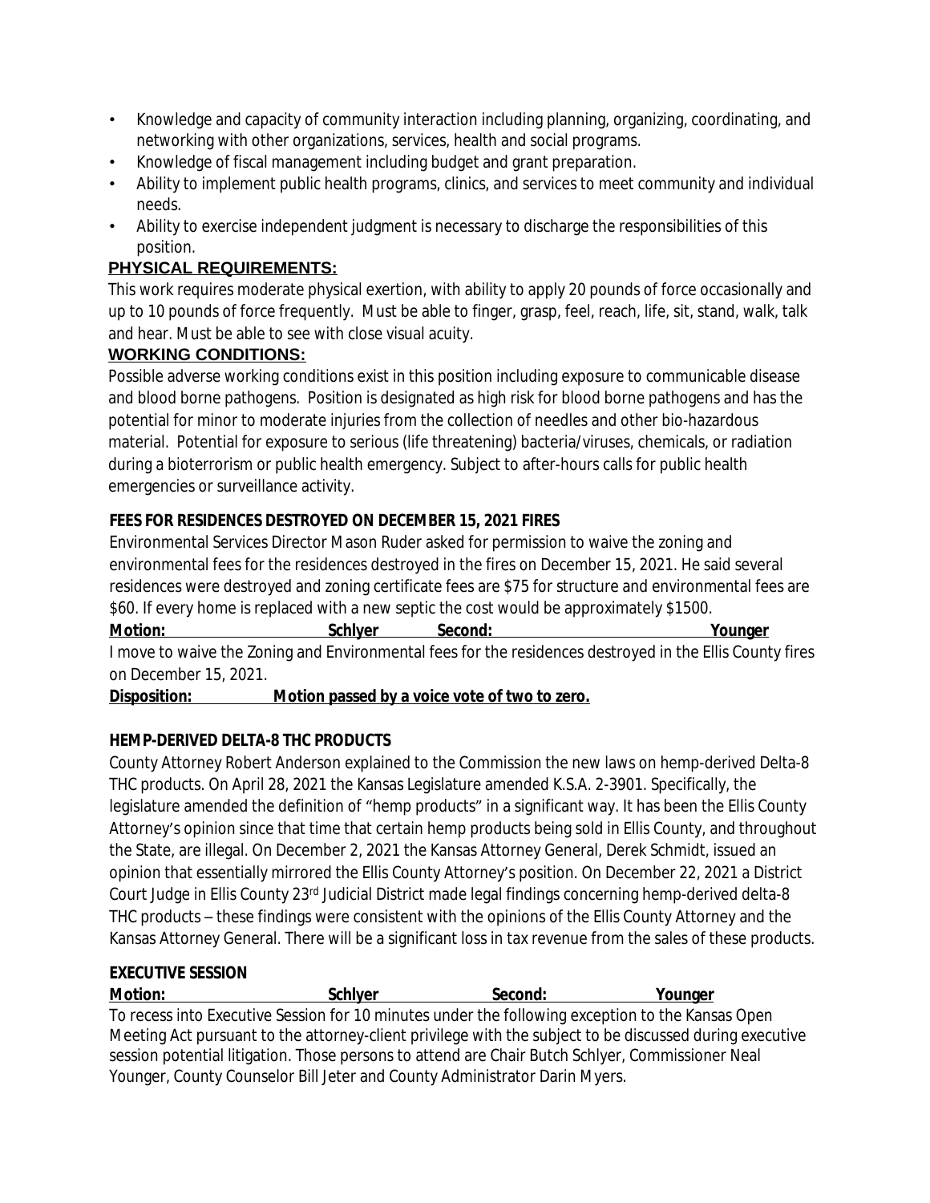- Knowledge and capacity of community interaction including planning, organizing, coordinating, and networking with other organizations, services, health and social programs.
- Knowledge of fiscal management including budget and grant preparation.
- Ability to implement public health programs, clinics, and services to meet community and individual needs.
- Ability to exercise independent judgment is necessary to discharge the responsibilities of this position.

**PHYSICAL REQUIREMENTS:**

This work requires moderate physical exertion, with ability to apply 20 pounds of force occasionally and up to 10 pounds of force frequently. Must be able to finger, grasp, feel, reach, life, sit, stand, walk, talk and hear. Must be able to see with close visual acuity.

**WORKING CONDITIONS:**

Possible adverse working conditions exist in this position including exposure to communicable disease and blood borne pathogens. Position is designated as high risk for blood borne pathogens and has the potential for minor to moderate injuries from the collection of needles and other bio-hazardous material. Potential for exposure to serious (life threatening) bacteria/viruses, chemicals, or radiation during a bioterrorism or public health emergency. Subject to after-hours calls for public health emergencies or surveillance activity.

**FEES FOR RESIDENCES DESTROYED ON DECEMBER 15, 2021 FIRES**

Environmental Services Director Mason Ruder asked for permission to waive the zoning and environmental fees for the residences destroyed in the fires on December 15, 2021. He said several residences were destroyed and zoning certificate fees are $75 for structure and environmental fees are $60. If every home is replaced with a new septic the cost would be approximately $1500.

**Motion: Schlyer Second: Younger**

I move to waive the Zoning and Environmental fees for the residences destroyed in the Ellis County fires on December 15, 2021.

**Disposition: Motion passed by a voice vote of two to zero.**

**HEMP-DERIVED DELTA-8 THC PRODUCTS**

County Attorney Robert Anderson explained to the Commission the new laws on hemp-derived Delta-8 THC products. On April 28, 2021 the Kansas Legislature amended K.S.A. 2-3901. Specifically, the legislature amended the definition of "hemp products" in a significant way. It has been the Ellis County Attorney's opinion since that time that certain hemp products being sold in Ellis County, and throughout the State, are illegal. On December 2, 2021 the Kansas Attorney General, Derek Schmidt, issued an opinion that essentially mirrored the Ellis County Attorney's position. On December 22, 2021 a District Court Judge in Ellis County 23rd Judicial District made legal findings concerning hemp-derived delta-8 THC products – these findings were consistent with the opinions of the Ellis County Attorney and the Kansas Attorney General. There will be a significant loss in tax revenue from the sales of these products.

**EXECUTIVE SESSION**

**Motion: Schlyer Second: Younger**

To recess into Executive Session for 10 minutes under the following exception to the Kansas Open Meeting Act pursuant to the attorney-client privilege with the subject to be discussed during executive session potential litigation. Those persons to attend are Chair Butch Schlyer, Commissioner Neal Younger, County Counselor Bill Jeter and County Administrator Darin Myers.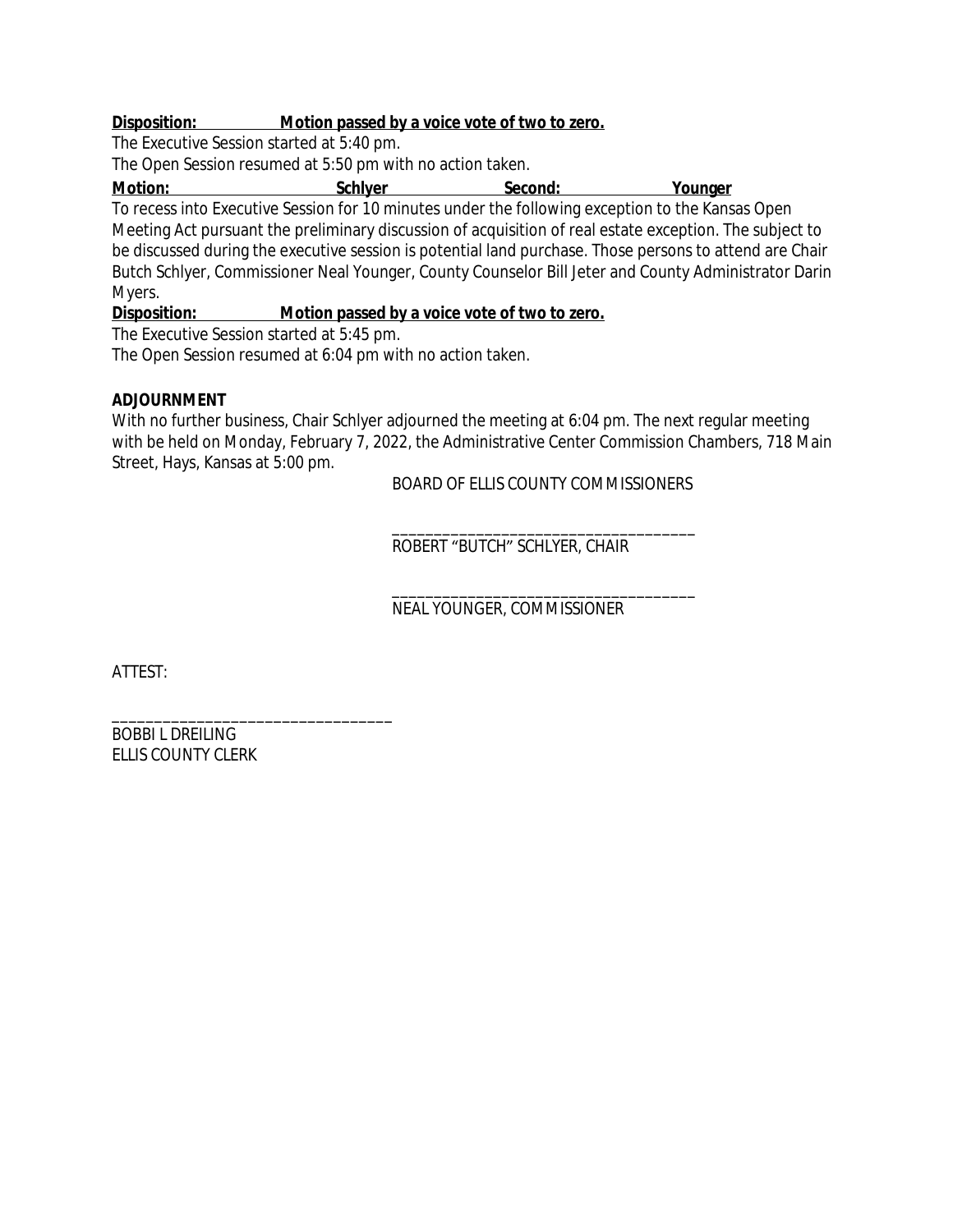**Disposition: Motion passed by a voice vote of two to zero.**

The Executive Session started at 5:40 pm.

The Open Session resumed at 5:50 pm with no action taken.

**Motion: Schlyer Second: Younger**

To recess into Executive Session for 10 minutes under the following exception to the Kansas Open Meeting Act pursuant the preliminary discussion of acquisition of real estate exception. The subject to be discussed during the executive session is potential land purchase. Those persons to attend are Chair Butch Schlyer, Commissioner Neal Younger, County Counselor Bill Jeter and County Administrator Darin Myers.

**Disposition: Motion passed by a voice vote of two to zero.**

The Executive Session started at 5:45 pm.

The Open Session resumed at 6:04 pm with no action taken.

**ADJOURNMENT**

With no further business, Chair Schlyer adjourned the meeting at 6:04 pm. The next regular meeting with be held on Monday, February 7, 2022, the Administrative Center Commission Chambers, 718 Main Street, Hays, Kansas at 5:00 pm.

BOARD OF ELLIS COUNTY COMMISSIONERS

___________________________________

ROBERT "BUTCH" SCHLYER, CHAIR

___________________________________

NEAL YOUNGER, COMMISSIONER

ATTEST:

_________________________________

BOBBI L DREILING

ELLIS COUNTY CLERK